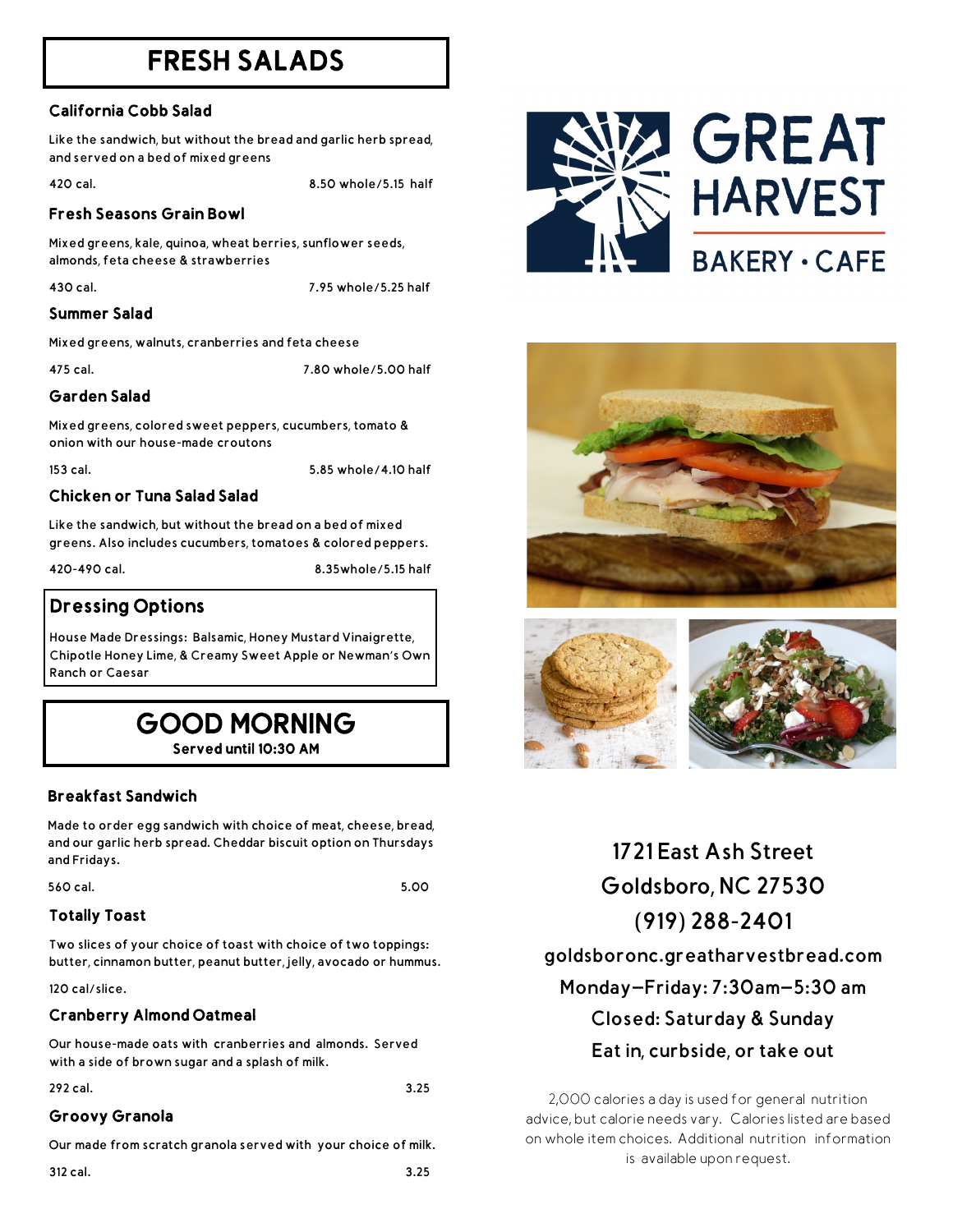# FRESH SALADS

### California Cobb Salad

Like the sandwich, but without the bread and garlic herb spread, and served on a bed of mixed greens

420 cal. — 8.50 whole/5.15 half

### Fresh Seasons Grain Bowl

Mixed greens, kale, quinoa, wheat berries, sunflower seeds, almonds, feta cheese & strawberries

430 cal. — 7.95 whole/5.25 half

### Summer Salad

Mixed greens, walnuts, cranberries and feta cheese

475 cal. — 7.80 whole/5.00 half

### Garden Salad

Mixed greens, colored sweet peppers, cucumbers, tomato & onion with our house-made croutons

153 cal. — 5.85 whole/4.10 half

### Chicken or Tuna Salad Salad

Like the sandwich, but without the bread on a bed of mixed greens. Also includes cucumbers, tomatoes & colored peppers.

420-490 cal. — 8.35whole/5.15 half

## Dressing Options

House Made Dressings: Balsamic, Honey Mustard Vinaigrette, Chipotle Honey Lime, & Creamy Sweet Apple or Newman's Own Ranch or Caesar

# GOOD MORNING

**Served until 10:30 AM**

### Breakfast Sandwich

Made to order egg sandwich with choice of meat, cheese, bread, and our garlic herb spread. Cheddar biscuit option on Thursdays and Fridays.

560 cal. — 5.00

### Totally Toast

Two slices of your choice of toast with choice of two toppings: butter, cinnamon butter, peanut butter, jelly, avocado or hummus.

120 cal/slice.

### Cranberry Almond Oatmeal

Our house-made oats with cranberries and almonds. Served with a side of brown sugar and a splash of milk.

292 cal. — 3.25

### Groovy Granola

Our made from scratch granola served with your choice of milk.

312 cal. — 3.25

---

**GREAT HARVEST**
**BAKERY • CAFE**

1721 East Ash Street
Goldsboro, NC 27530
(919) 288-2401
goldsboronc.greatharvestbread.com
Monday–Friday: 7:30am–5:30 am
Closed: Saturday & Sunday
Eat in, curbside, or take out

2,000 calories a day is used for general nutrition advice, but calorie needs vary. Calories listed are based on whole item choices. Additional nutrition information is available upon request.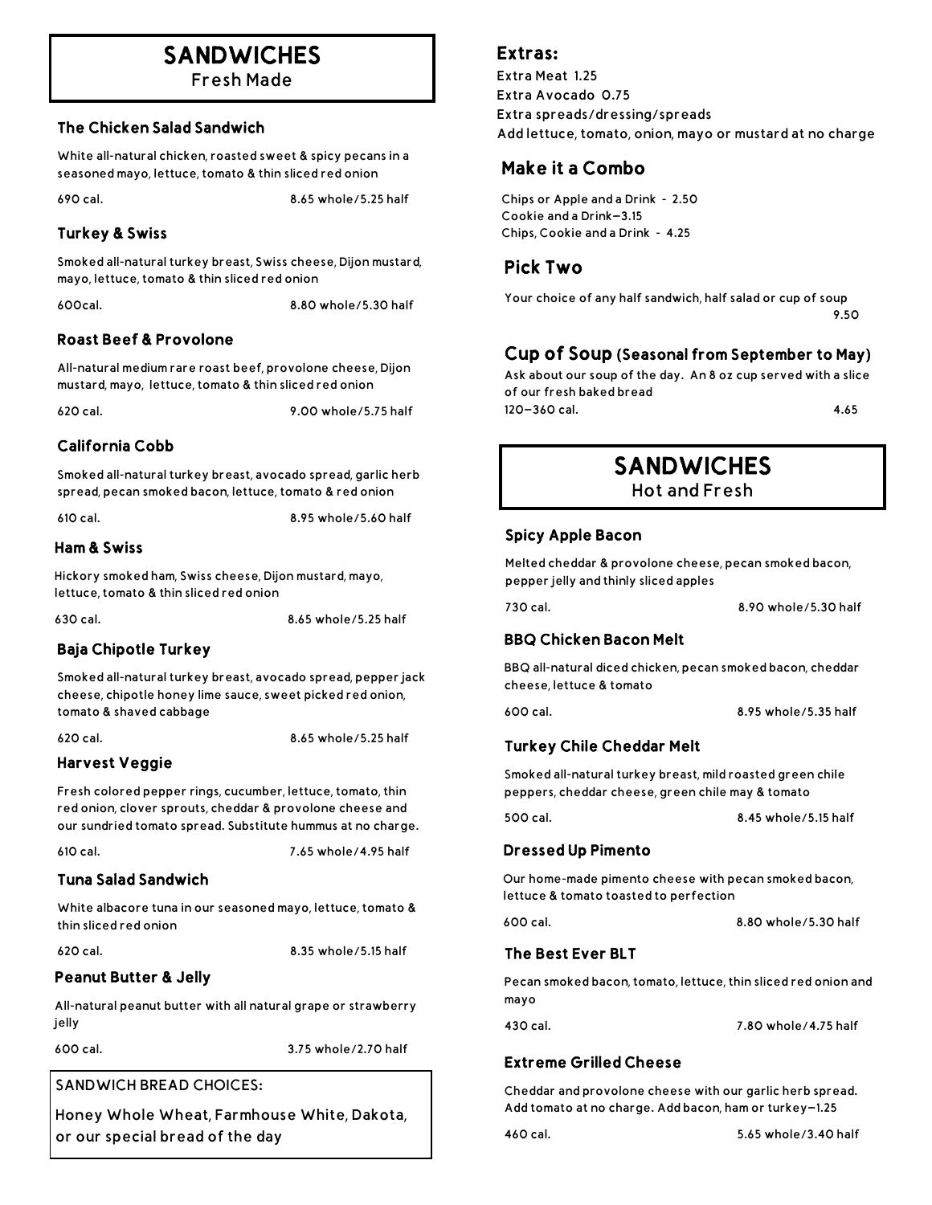# SANDWICHES
Fresh Made

### The Chicken Salad Sandwich

White all-natural chicken, roasted sweet & spicy pecans in a seasoned mayo, lettuce, tomato & thin sliced red onion

690 cal. 8.65 whole/5.25 half

### Turkey & Swiss

Smoked all-natural turkey breast, Swiss cheese, Dijon mustard, mayo, lettuce, tomato & thin sliced red onion

600cal. 8.80 whole/5.30 half

### Roast Beef & Provolone

All-natural medium rare roast beef, provolone cheese, Dijon mustard, mayo, lettuce, tomato & thin sliced red onion

620 cal. 9.00 whole/5.75 half

### California Cobb

Smoked all-natural turkey breast, avocado spread, garlic herb spread, pecan smoked bacon, lettuce, tomato & red onion

610 cal. 8.95 whole/5.60 half

### Ham & Swiss

Hickory smoked ham, Swiss cheese, Dijon mustard, mayo, lettuce, tomato & thin sliced red onion

630 cal. 8.65 whole/5.25 half

### Baja Chipotle Turkey

Smoked all-natural turkey breast, avocado spread, pepper jack cheese, chipotle honey lime sauce, sweet picked red onion, tomato & shaved cabbage

620 cal. 8.65 whole/5.25 half

### Harvest Veggie

Fresh colored pepper rings, cucumber, lettuce, tomato, thin red onion, clover sprouts, cheddar & provolone cheese and our sundried tomato spread. Substitute hummus at no charge.

610 cal. 7.65 whole/4.95 half

### Tuna Salad Sandwich

White albacore tuna in our seasoned mayo, lettuce, tomato & thin sliced red onion

620 cal. 8.35 whole/5.15 half

### Peanut Butter & Jelly

All-natural peanut butter with all natural grape or strawberry jelly

600 cal. 3.75 whole/2.70 half

SANDWICH BREAD CHOICES:

Honey Whole Wheat, Farmhouse White, Dakota, or our special bread of the day

## Extras:

Extra Meat 1.25
Extra Avocado 0.75
Extra spreads/dressing/spreads
Add lettuce, tomato, onion, mayo or mustard at no charge

## Make it a Combo

Chips or Apple and a Drink - 2.50
Cookie and a Drink—3.15
Chips, Cookie and a Drink - 4.25

## Pick Two

Your choice of any half sandwich, half salad or cup of soup
9.50

## Cup of Soup (Seasonal from September to May)

Ask about our soup of the day. An 8 oz cup served with a slice of our fresh baked bread

120—360 cal. 4.65

# SANDWICHES
Hot and Fresh

### Spicy Apple Bacon

Melted cheddar & provolone cheese, pecan smoked bacon, pepper jelly and thinly sliced apples

730 cal. 8.90 whole/5.30 half

### BBQ Chicken Bacon Melt

BBQ all-natural diced chicken, pecan smoked bacon, cheddar cheese, lettuce & tomato

600 cal. 8.95 whole/5.35 half

### Turkey Chile Cheddar Melt

Smoked all-natural turkey breast, mild roasted green chile peppers, cheddar cheese, green chile may & tomato

500 cal. 8.45 whole/5.15 half

### Dressed Up Pimento

Our home-made pimento cheese with pecan smoked bacon, lettuce & tomato toasted to perfection

600 cal. 8.80 whole/5.30 half

### The Best Ever BLT

Pecan smoked bacon, tomato, lettuce, thin sliced red onion and mayo

430 cal. 7.80 whole/4.75 half

### Extreme Grilled Cheese

Cheddar and provolone cheese with our garlic herb spread. Add tomato at no charge. Add bacon, ham or turkey—1.25

460 cal. 5.65 whole/3.40 half